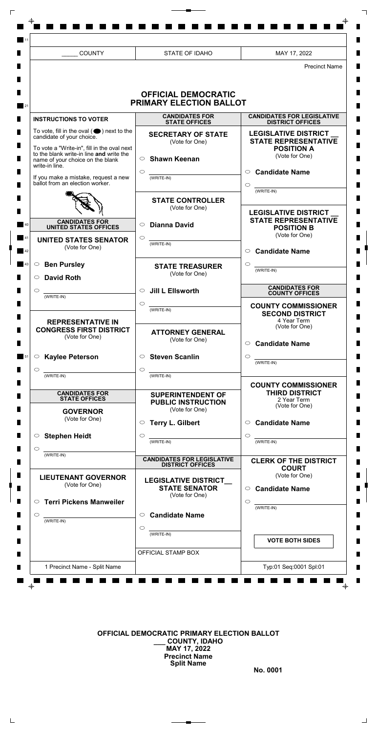_____ COUNTY | STATE OF IDAHO | MAY 17, 2022

Precinct Name

# OFFICIAL DEMOCRATIC PRIMARY ELECTION BALLOT

## INSTRUCTIONS TO VOTER

To vote, fill in the oval ( ⬤ ) next to the candidate of your choice.

To vote a "Write-in", fill in the oval next to the blank write-in line **and** write the name of your choice on the blank write-in line.

If you make a mistake, request a new ballot from an election worker.

## CANDIDATES FOR UNITED STATES OFFICES

### UNITED STATES SENATOR
(Vote for One)

- ○ Ben Pursley
- ○ David Roth
- ○ ________ (WRITE-IN)

### REPRESENTATIVE IN CONGRESS FIRST DISTRICT
(Vote for One)

- ○ Kaylee Peterson
- ○ ________ (WRITE-IN)

## CANDIDATES FOR STATE OFFICES

### GOVERNOR
(Vote for One)

- ○ Stephen Heidt
- ○ ________ (WRITE-IN)

### LIEUTENANT GOVERNOR
(Vote for One)

- ○ Terri Pickens Manweiler
- ○ ________ (WRITE-IN)

## CANDIDATES FOR STATE OFFICES

### SECRETARY OF STATE
(Vote for One)

- ○ Shawn Keenan
- ○ ________ (WRITE-IN)

### STATE CONTROLLER
(Vote for One)

- ○ Dianna David
- ○ ________ (WRITE-IN)

### STATE TREASURER
(Vote for One)

- ○ Jill L Ellsworth
- ○ ________ (WRITE-IN)

### ATTORNEY GENERAL
(Vote for One)

- ○ Steven Scanlin
- ○ ________ (WRITE-IN)

### SUPERINTENDENT OF PUBLIC INSTRUCTION
(Vote for One)

- ○ Terry L. Gilbert
- ○ ________ (WRITE-IN)

## CANDIDATES FOR LEGISLATIVE DISTRICT OFFICES

### LEGISLATIVE DISTRICT__ STATE SENATOR
(Vote for One)

- ○ Candidate Name
- ○ ________ (WRITE-IN)

OFFICIAL STAMP BOX

## CANDIDATES FOR LEGISLATIVE DISTRICT OFFICES

### LEGISLATIVE DISTRICT __ STATE REPRESENTATIVE POSITION A
(Vote for One)

- ○ Candidate Name
- ○ ________ (WRITE-IN)

### LEGISLATIVE DISTRICT __ STATE REPRESENTATIVE POSITION B
(Vote for One)

- ○ Candidate Name
- ○ ________ (WRITE-IN)

## CANDIDATES FOR COUNTY OFFICES

### COUNTY COMMISSIONER SECOND DISTRICT
4 Year Term
(Vote for One)

- ○ Candidate Name
- ○ ________ (WRITE-IN)

### COUNTY COMMISSIONER THIRD DISTRICT
2 Year Term
(Vote for One)

- ○ Candidate Name
- ○ ________ (WRITE-IN)

### CLERK OF THE DISTRICT COURT
(Vote for One)

- ○ Candidate Name
- ○ ________ (WRITE-IN)

**VOTE BOTH SIDES**

1 Precinct Name - Split Name

Typ:01 Seq:0001 Spl:01

**OFFICIAL DEMOCRATIC PRIMARY ELECTION BALLOT**
**___ COUNTY, IDAHO**
**MAY 17, 2022**
**Precinct Name**
**Split Name**

**No. 0001**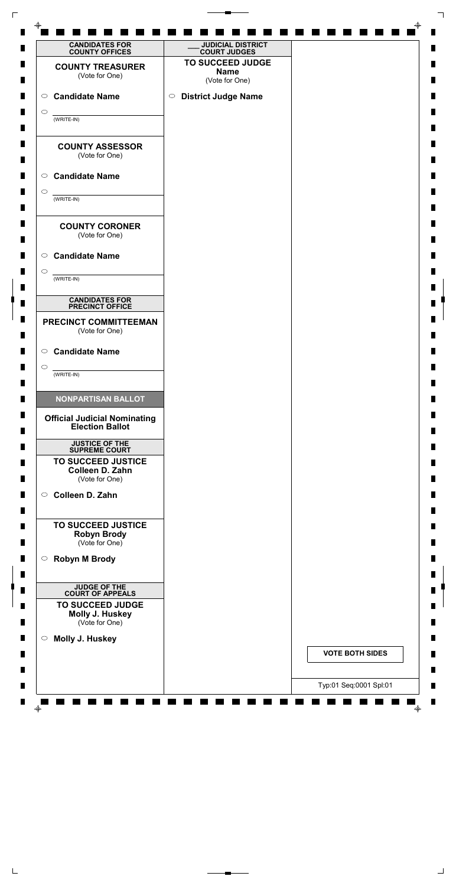## CANDIDATES FOR COUNTY OFFICES

### COUNTY TREASURER
(Vote for One)

- ○ **Candidate Name**
- ○ ____________ (WRITE-IN)

### COUNTY ASSESSOR
(Vote for One)

- ○ **Candidate Name**
- ○ ____________ (WRITE-IN)

### COUNTY CORONER
(Vote for One)

- ○ **Candidate Name**
- ○ ____________ (WRITE-IN)

## CANDIDATES FOR PRECINCT OFFICE

### PRECINCT COMMITTEEMAN
(Vote for One)

- ○ **Candidate Name**
- ○ ____________ (WRITE-IN)

## NONPARTISAN BALLOT

**Official Judicial Nominating Election Ballot**

## JUSTICE OF THE SUPREME COURT

### TO SUCCEED JUSTICE Colleen D. Zahn
(Vote for One)

- ○ **Colleen D. Zahn**

### TO SUCCEED JUSTICE Robyn Brody
(Vote for One)

- ○ **Robyn M Brody**

## JUDGE OF THE COURT OF APPEALS

### TO SUCCEED JUDGE Molly J. Huskey
(Vote for One)

- ○ **Molly J. Huskey**

## ___ JUDICIAL DISTRICT COURT JUDGES

### TO SUCCEED JUDGE Name
(Vote for One)

- ○ **District Judge Name**

**VOTE BOTH SIDES**

Typ:01 Seq:0001 Spl:01